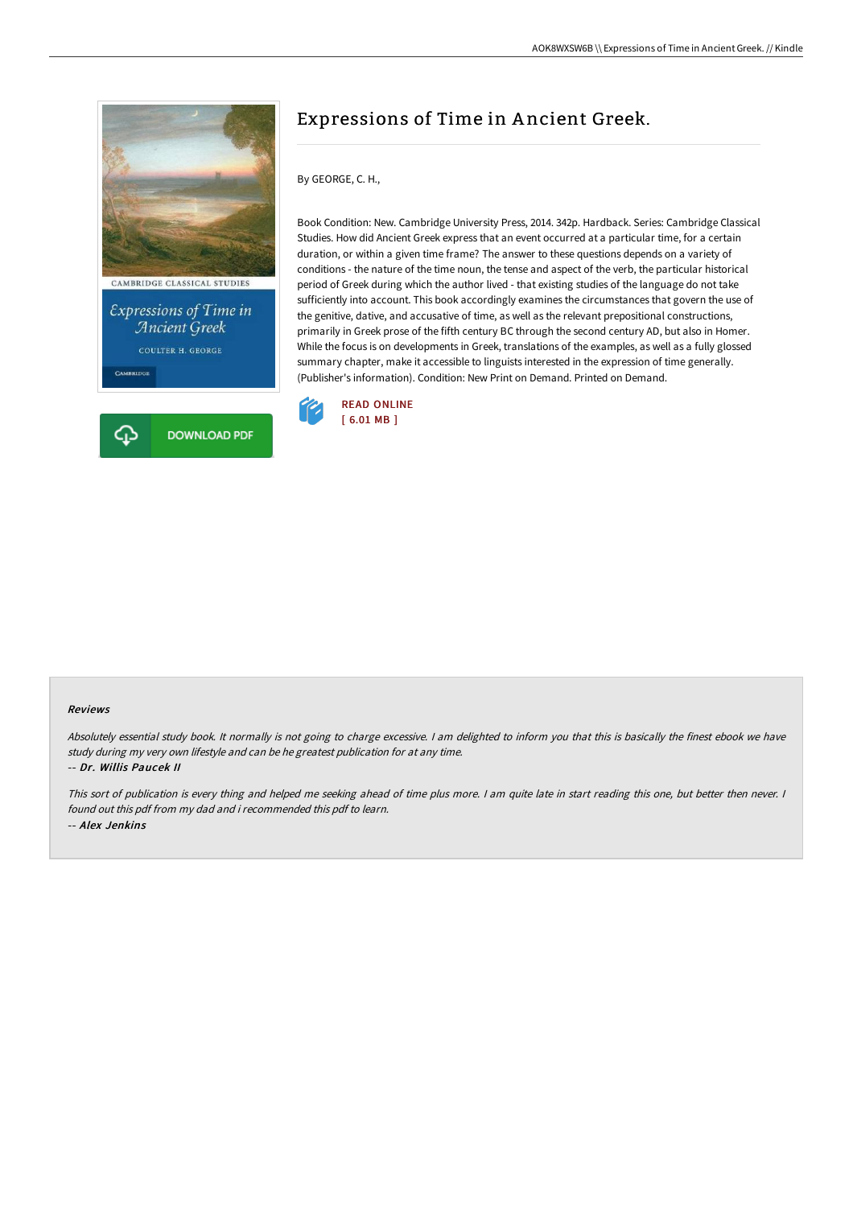# Expressions of Time in Ancient Greek.

By GEORGE, C. H.,

Book Condition: New. Cambridge University Press, 2014. 342p. Hardback. Series: Cambridge Classical Studies. How did Ancient Greek express that an event occurred at a particular time, for a certain duration, or within a given time frame? The answer to these questions depends on a variety of conditions - the nature of the time noun, the tense and aspect of the verb, the particular historical period of Greek during which the author lived - that existing studies of the language do not take sufficiently into account. This book accordingly examines the circumstances that govern the use of the genitive, dative, and accusative of time, as well as the relevant prepositional constructions, primarily in Greek prose of the fifth century BC through the second century AD, but also in Homer. While the focus is on developments in Greek, translations of the examples, as well as a fully glossed summary chapter, make it accessible to linguists interested in the expression of time generally. (Publisher's information). Condition: New Print on Demand. Printed on Demand.

READ ONLINE
[ 6.01 MB ]

DOWNLOAD PDF

### Reviews

*Absolutely essential study book. It normally is not going to charge excessive. I am delighted to inform you that this is basically the finest ebook we have study during my very own lifestyle and can be he greatest publication for at any time.*

*-- **Dr. Willis Paucek II***

*This sort of publication is every thing and helped me seeking ahead of time plus more. I am quite late in start reading this one, but better then never. I found out this pdf from my dad and i recommended this pdf to learn.*

*-- **Alex Jenkins***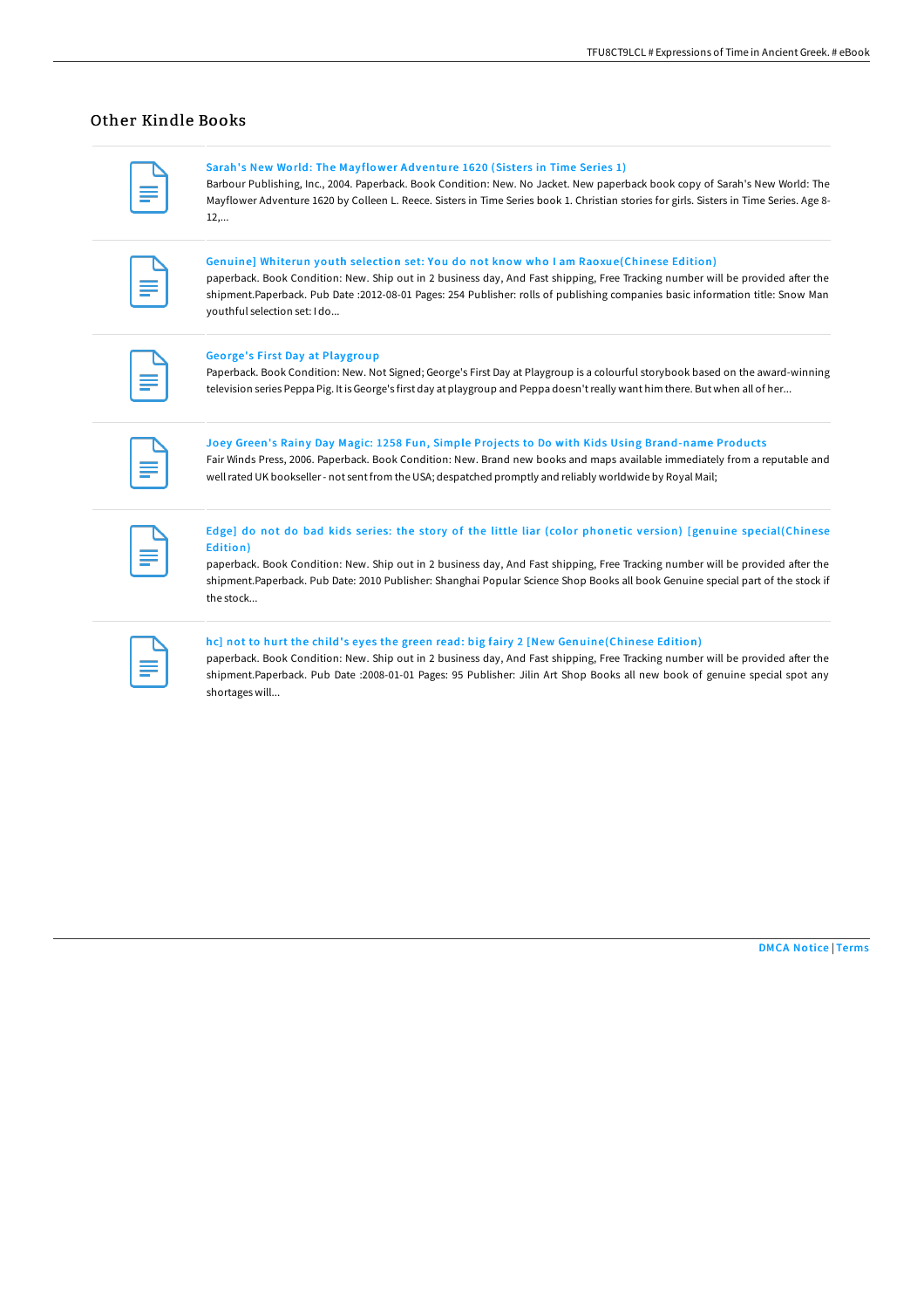## Other Kindle Books

### Sarah's New World: The Mayflower Adventure 1620 (Sisters in Time Series 1)

Barbour Publishing, Inc., 2004. Paperback. Book Condition: New. No Jacket. New paperback book copy of Sarah's New World: The Mayflower Adventure 1620 by Colleen L. Reece. Sisters in Time Series book 1. Christian stories for girls. Sisters in Time Series. Age 8-12,...

### Genuine] Whiterun youth selection set: You do not know who I am Raoxue(Chinese Edition)

paperback. Book Condition: New. Ship out in 2 business day, And Fast shipping, Free Tracking number will be provided after the shipment.Paperback. Pub Date :2012-08-01 Pages: 254 Publisher: rolls of publishing companies basic information title: Snow Man youthful selection set: I do...

### George's First Day at Playgroup

Paperback. Book Condition: New. Not Signed; George's First Day at Playgroup is a colourful storybook based on the award-winning television series Peppa Pig. It is George's first day at playgroup and Peppa doesn't really want him there. But when all of her...

### Joey Green's Rainy Day Magic: 1258 Fun, Simple Projects to Do with Kids Using Brand-name Products

Fair Winds Press, 2006. Paperback. Book Condition: New. Brand new books and maps available immediately from a reputable and well rated UK bookseller - not sent from the USA; despatched promptly and reliably worldwide by Royal Mail;

### Edge] do not do bad kids series: the story of the little liar (color phonetic version) [genuine special(Chinese Edition)

paperback. Book Condition: New. Ship out in 2 business day, And Fast shipping, Free Tracking number will be provided after the shipment.Paperback. Pub Date: 2010 Publisher: Shanghai Popular Science Shop Books all book Genuine special part of the stock if the stock...

### hc] not to hurt the child's eyes the green read: big fairy 2 [New Genuine(Chinese Edition)

paperback. Book Condition: New. Ship out in 2 business day, And Fast shipping, Free Tracking number will be provided after the shipment.Paperback. Pub Date :2008-01-01 Pages: 95 Publisher: Jilin Art Shop Books all new book of genuine special spot any shortages will...

DMCA Notice | Terms